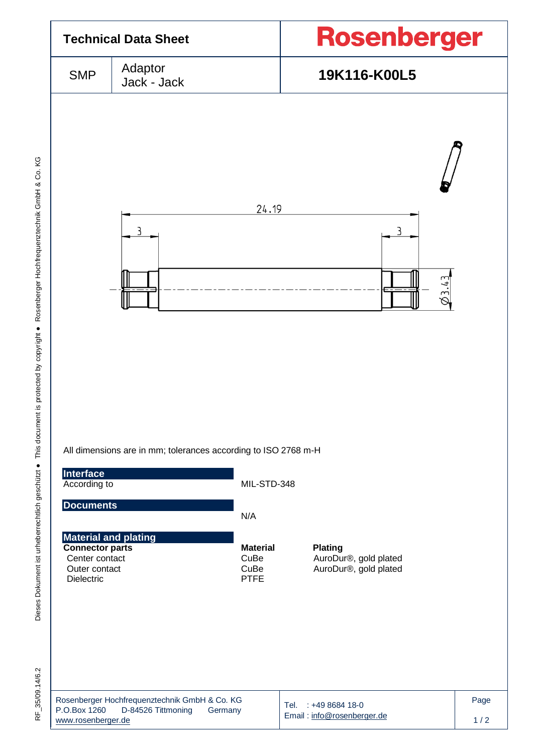# Technical Data Sheet

**Rosenberger**

| SMP | Adaptor Jack - Jack | **19K116-K00L5** |
|---|---|---|

All dimensions are in mm; tolerances according to ISO 2768 m-H

## Interface

| | |
|---|---|
| According to | MIL-STD-348 |

## Documents

N/A

## Material and plating

| **Connector parts** | **Material** | **Plating** |
|---|---|---|
| Center contact | CuBe | AuroDur®, gold plated |
| Outer contact | CuBe | AuroDur®, gold plated |
| Dielectric | PTFE | |

Rosenberger Hochfrequenztechnik GmbH & Co. KG
P.O.Box 1260 D-84526 Tittmoning Germany
www.rosenberger.de

Tel. : +49 8684 18-0
Email : info@rosenberger.de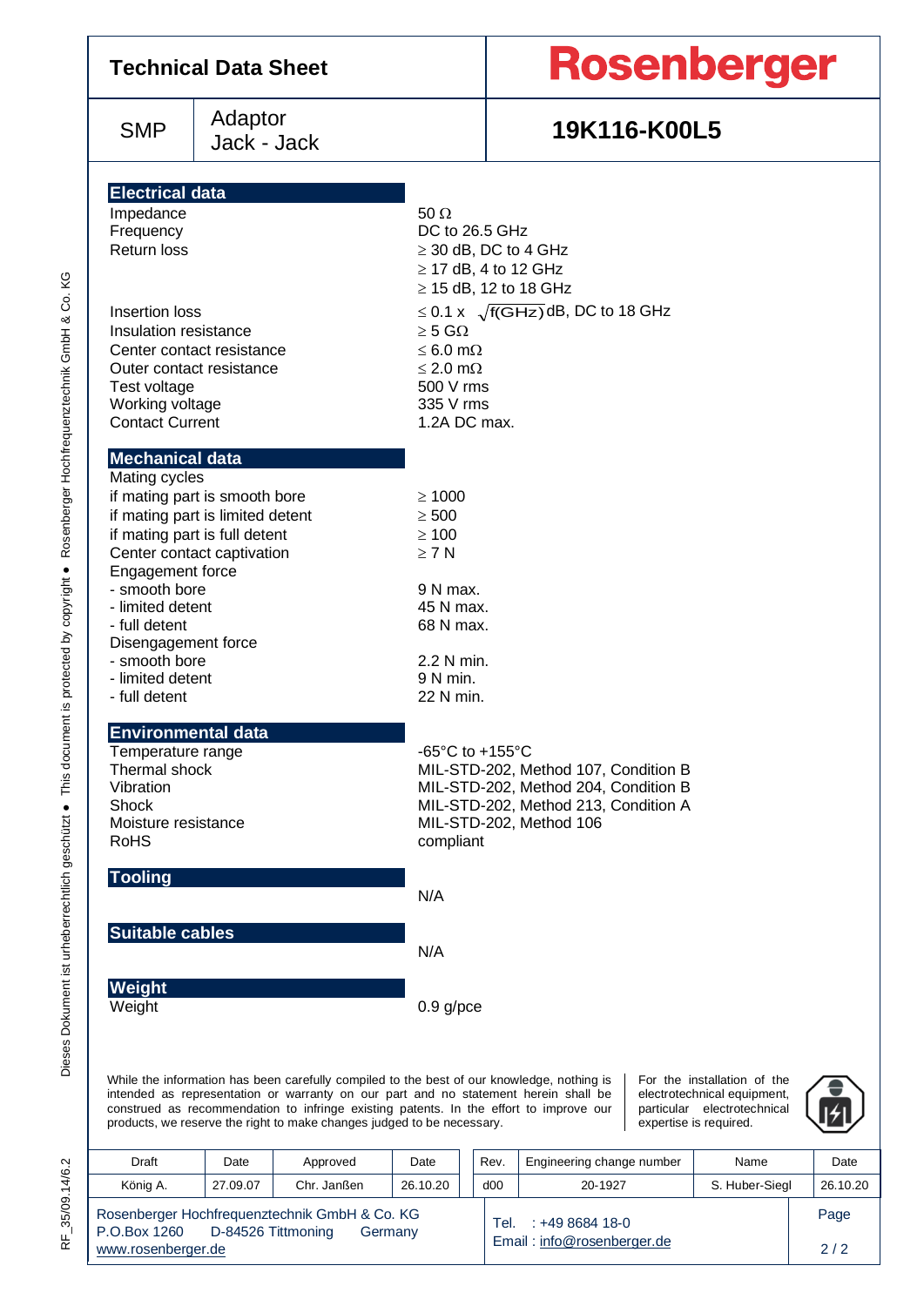# Technical Data Sheet

**Rosenberger**

| | | |
|---|---|---|
| SMP | Adaptor Jack - Jack | **19K116-K00L5** |

## Electrical data

| | |
|---|---|
| Impedance | 50 Ω |
| Frequency | DC to 26.5 GHz |
| Return loss | ≥ 30 dB, DC to 4 GHz<br>≥ 17 dB, 4 to 12 GHz<br>≥ 15 dB, 12 to 18 GHz |
| Insertion loss | ≤ 0.1 x $\sqrt{f(GHz)}$ dB, DC to 18 GHz |
| Insulation resistance | ≥ 5 GΩ |
| Center contact resistance | ≤ 6.0 mΩ |
| Outer contact resistance | ≤ 2.0 mΩ |
| Test voltage | 500 V rms |
| Working voltage | 335 V rms |
| Contact Current | 1.2A DC max. |

## Mechanical data

| | |
|---|---|
| Mating cycles | |
| if mating part is smooth bore | ≥ 1000 |
| if mating part is limited detent | ≥ 500 |
| if mating part is full detent | ≥ 100 |
| Center contact captivation | ≥ 7 N |
| Engagement force | |
| - smooth bore | 9 N max. |
| - limited detent | 45 N max. |
| - full detent | 68 N max. |
| Disengagement force | |
| - smooth bore | 2.2 N min. |
| - limited detent | 9 N min. |
| - full detent | 22 N min. |

## Environmental data

| | |
|---|---|
| Temperature range | -65°C to +155°C |
| Thermal shock | MIL-STD-202, Method 107, Condition B |
| Vibration | MIL-STD-202, Method 204, Condition B |
| Shock | MIL-STD-202, Method 213, Condition A |
| Moisture resistance | MIL-STD-202, Method 106 |
| RoHS | compliant |

## Tooling

N/A

## Suitable cables

N/A

## Weight

| | |
|---|---|
| Weight | 0.9 g/pce |

While the information has been carefully compiled to the best of our knowledge, nothing is intended as representation or warranty on our part and no statement herein shall be construed as recommendation to infringe existing patents. In the effort to improve our products, we reserve the right to make changes judged to be necessary.

For the installation of the electrotechnical equipment, particular electrotechnical expertise is required.

| Draft | Date | Approved | Date | Rev. | Engineering change number | Name | Date |
|---|---|---|---|---|---|---|---|
| König A. | 27.09.07 | Chr. Janßen | 26.10.20 | d00 | 20-1927 | S. Huber-Siegl | 26.10.20 |

Rosenberger Hochfrequenztechnik GmbH & Co. KG
P.O.Box 1260 D-84526 Tittmoning Germany
www.rosenberger.de

Tel. : +49 8684 18-0
Email : info@rosenberger.de

RF_35/09.14/6.2

Dieses Dokument ist urheberrechtlich geschützt ● This document is protected by copyright ● Rosenberger Hochfrequenztechnik GmbH & Co. KG